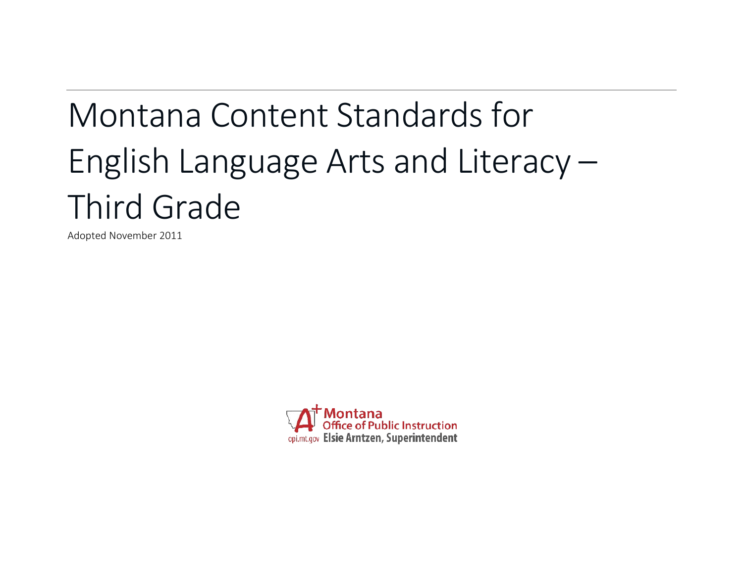# Montana Content Standards for English Language Arts and Literacy – Third Grade

Adopted November 2011

Montana Office of Public Instruction
opi.mt.gov Elsie Arntzen, Superintendent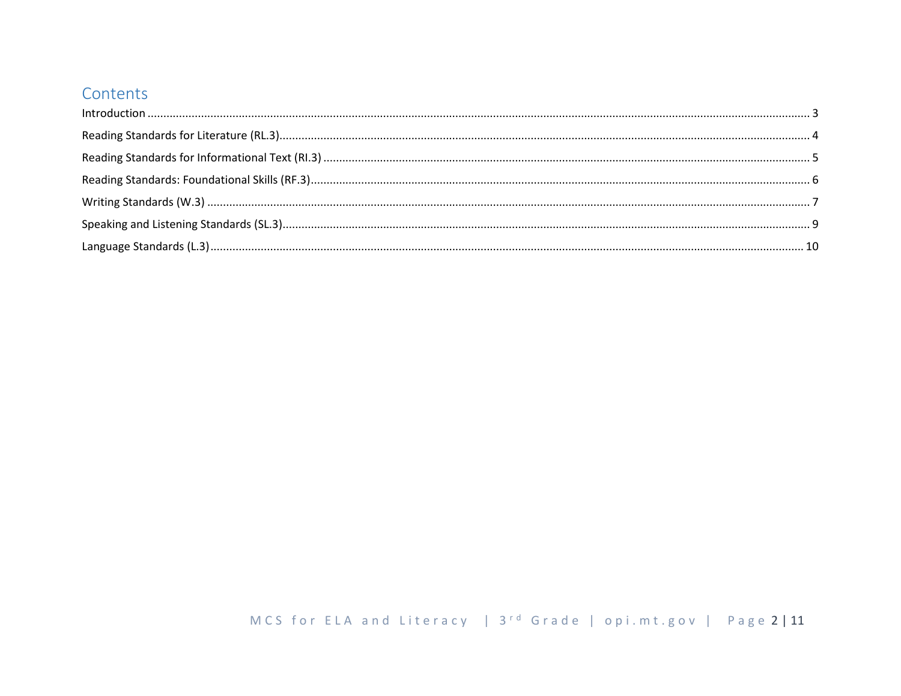# Contents

Introduction ........................................................................................................................................................................ 3

Reading Standards for Literature (RL.3)............................................................................................................................. 4

Reading Standards for Informational Text (RI.3) ................................................................................................................ 5

Reading Standards: Foundational Skills (RF.3).................................................................................................................... 6

Writing Standards (W.3) .................................................................................................................................................... 7

Speaking and Listening Standards (SL.3)............................................................................................................................. 9

Language Standards (L.3)................................................................................................................................................. 10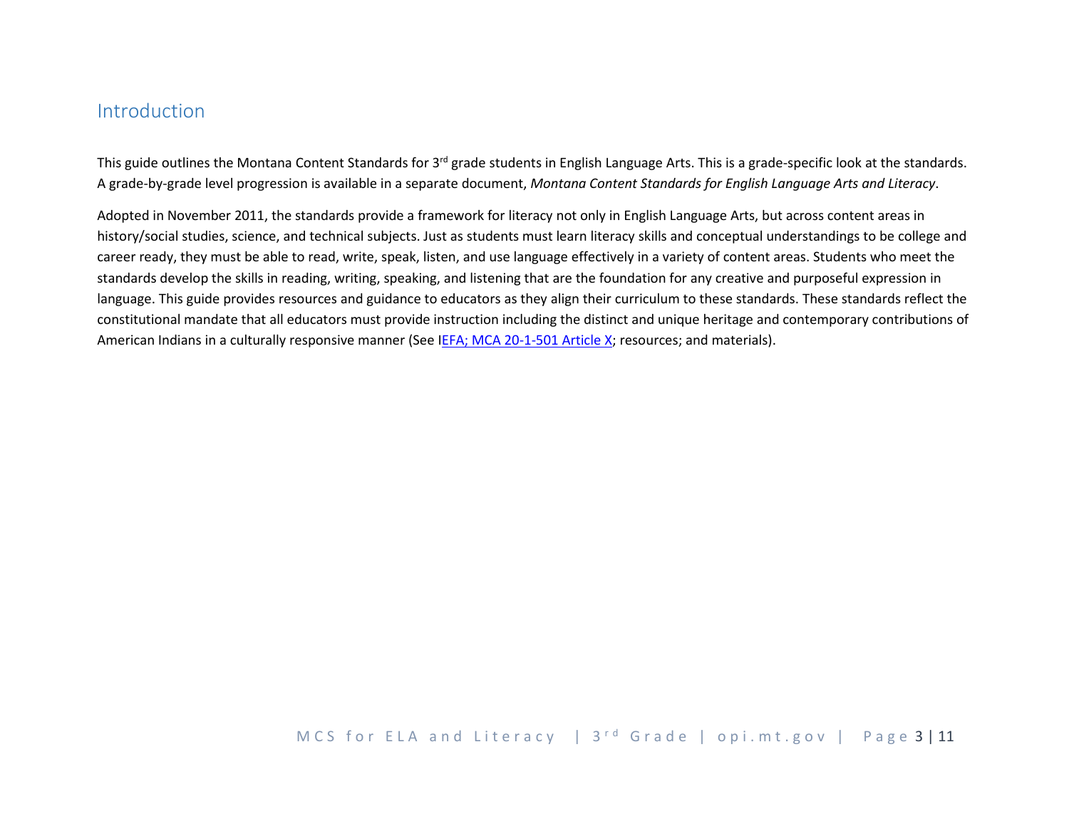## Introduction

This guide outlines the Montana Content Standards for 3rd grade students in English Language Arts. This is a grade-specific look at the standards. A grade-by-grade level progression is available in a separate document, *Montana Content Standards for English Language Arts and Literacy*.

Adopted in November 2011, the standards provide a framework for literacy not only in English Language Arts, but across content areas in history/social studies, science, and technical subjects. Just as students must learn literacy skills and conceptual understandings to be college and career ready, they must be able to read, write, speak, listen, and use language effectively in a variety of content areas. Students who meet the standards develop the skills in reading, writing, speaking, and listening that are the foundation for any creative and purposeful expression in language. This guide provides resources and guidance to educators as they align their curriculum to these standards. These standards reflect the constitutional mandate that all educators must provide instruction including the distinct and unique heritage and contemporary contributions of American Indians in a culturally responsive manner (See IEFA; MCA 20-1-501 Article X; resources; and materials).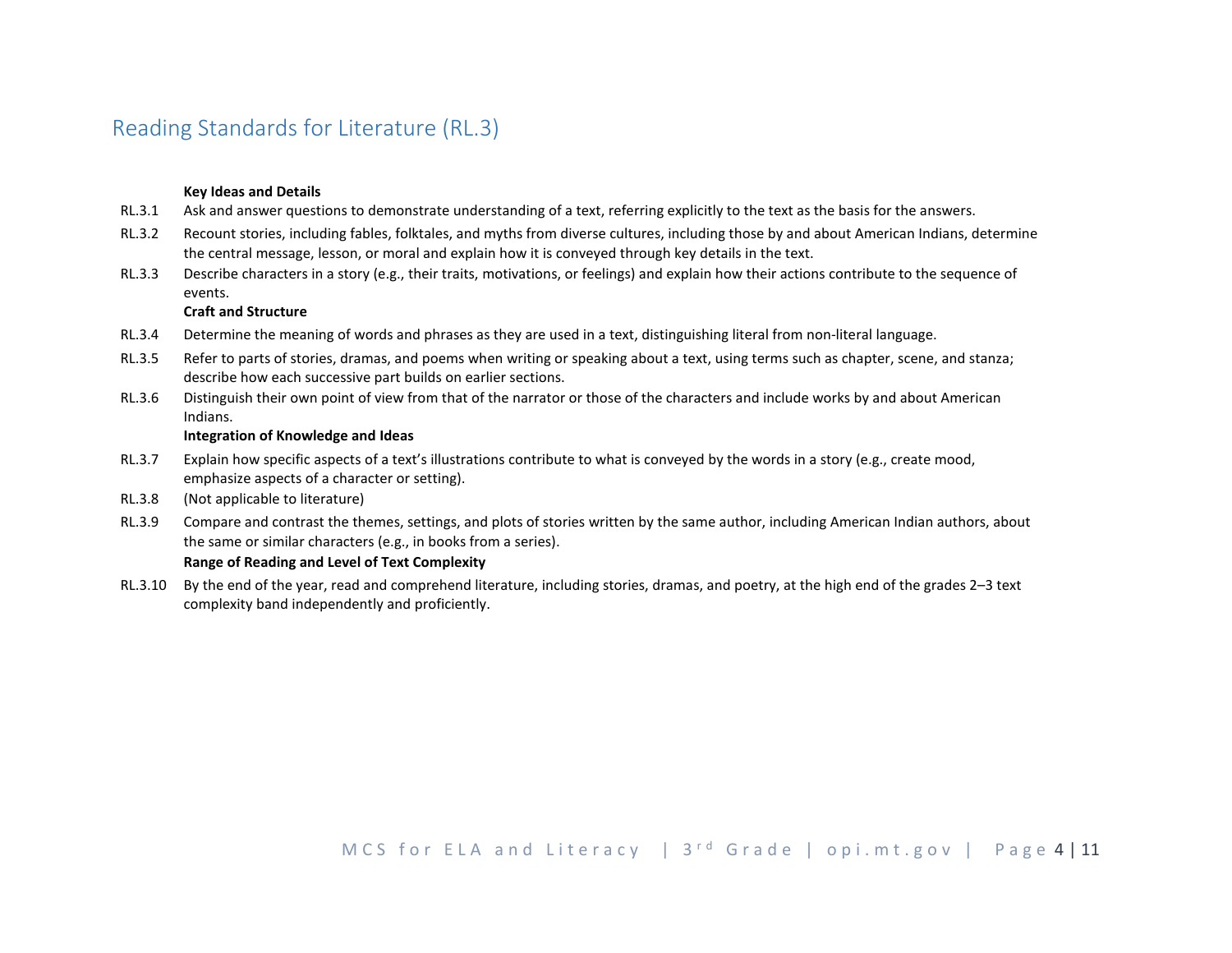## Reading Standards for Literature (RL.3)

**Key Ideas and Details**

RL.3.1 Ask and answer questions to demonstrate understanding of a text, referring explicitly to the text as the basis for the answers.

RL.3.2 Recount stories, including fables, folktales, and myths from diverse cultures, including those by and about American Indians, determine the central message, lesson, or moral and explain how it is conveyed through key details in the text.

RL.3.3 Describe characters in a story (e.g., their traits, motivations, or feelings) and explain how their actions contribute to the sequence of events.

**Craft and Structure**

RL.3.4 Determine the meaning of words and phrases as they are used in a text, distinguishing literal from non-literal language.

RL.3.5 Refer to parts of stories, dramas, and poems when writing or speaking about a text, using terms such as chapter, scene, and stanza; describe how each successive part builds on earlier sections.

RL.3.6 Distinguish their own point of view from that of the narrator or those of the characters and include works by and about American Indians.

**Integration of Knowledge and Ideas**

RL.3.7 Explain how specific aspects of a text's illustrations contribute to what is conveyed by the words in a story (e.g., create mood, emphasize aspects of a character or setting).

RL.3.8 (Not applicable to literature)

RL.3.9 Compare and contrast the themes, settings, and plots of stories written by the same author, including American Indian authors, about the same or similar characters (e.g., in books from a series).

**Range of Reading and Level of Text Complexity**

RL.3.10 By the end of the year, read and comprehend literature, including stories, dramas, and poetry, at the high end of the grades 2–3 text complexity band independently and proficiently.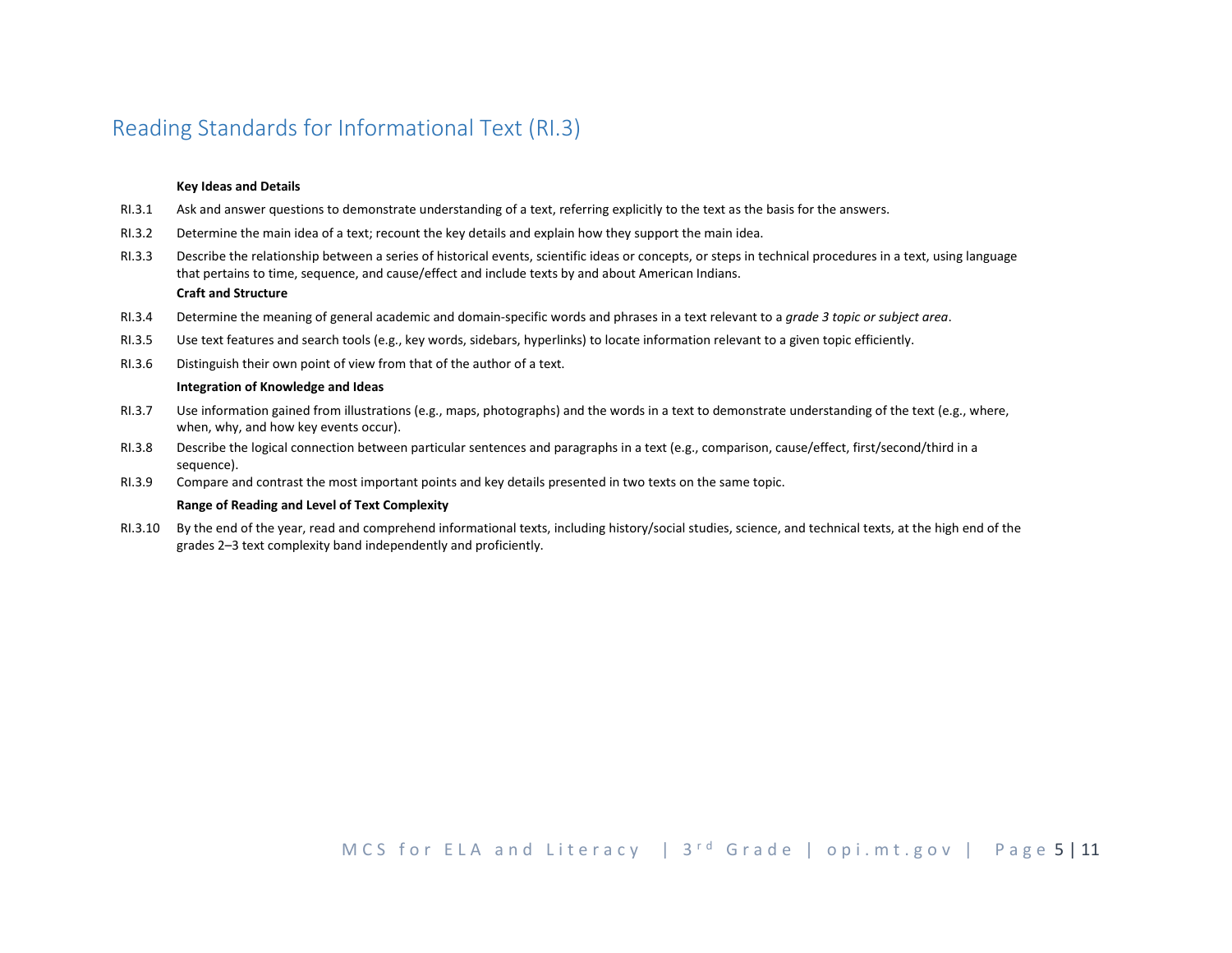## Reading Standards for Informational Text (RI.3)

**Key Ideas and Details**

RI.3.1 Ask and answer questions to demonstrate understanding of a text, referring explicitly to the text as the basis for the answers.

RI.3.2 Determine the main idea of a text; recount the key details and explain how they support the main idea.

RI.3.3 Describe the relationship between a series of historical events, scientific ideas or concepts, or steps in technical procedures in a text, using language that pertains to time, sequence, and cause/effect and include texts by and about American Indians.

**Craft and Structure**

RI.3.4 Determine the meaning of general academic and domain-specific words and phrases in a text relevant to a *grade 3 topic or subject area*.

RI.3.5 Use text features and search tools (e.g., key words, sidebars, hyperlinks) to locate information relevant to a given topic efficiently.

RI.3.6 Distinguish their own point of view from that of the author of a text.

**Integration of Knowledge and Ideas**

RI.3.7 Use information gained from illustrations (e.g., maps, photographs) and the words in a text to demonstrate understanding of the text (e.g., where, when, why, and how key events occur).

RI.3.8 Describe the logical connection between particular sentences and paragraphs in a text (e.g., comparison, cause/effect, first/second/third in a sequence).

RI.3.9 Compare and contrast the most important points and key details presented in two texts on the same topic.

**Range of Reading and Level of Text Complexity**

RI.3.10 By the end of the year, read and comprehend informational texts, including history/social studies, science, and technical texts, at the high end of the grades 2–3 text complexity band independently and proficiently.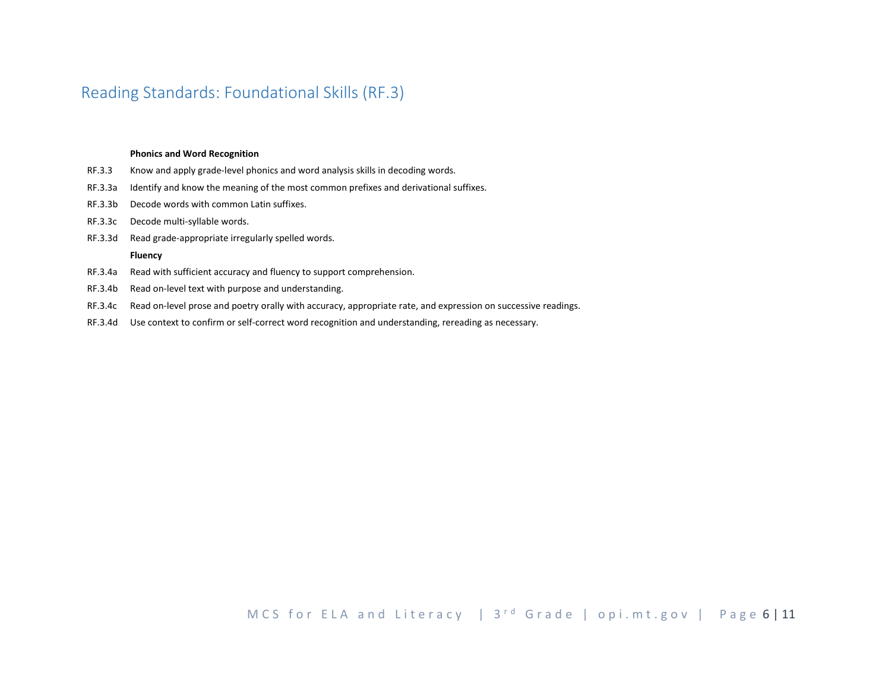## Reading Standards: Foundational Skills (RF.3)

**Phonics and Word Recognition**

RF.3.3 Know and apply grade-level phonics and word analysis skills in decoding words.

RF.3.3a Identify and know the meaning of the most common prefixes and derivational suffixes.

RF.3.3b Decode words with common Latin suffixes.

RF.3.3c Decode multi-syllable words.

RF.3.3d Read grade-appropriate irregularly spelled words.

**Fluency**

RF.3.4a Read with sufficient accuracy and fluency to support comprehension.

RF.3.4b Read on-level text with purpose and understanding.

RF.3.4c Read on-level prose and poetry orally with accuracy, appropriate rate, and expression on successive readings.

RF.3.4d Use context to confirm or self-correct word recognition and understanding, rereading as necessary.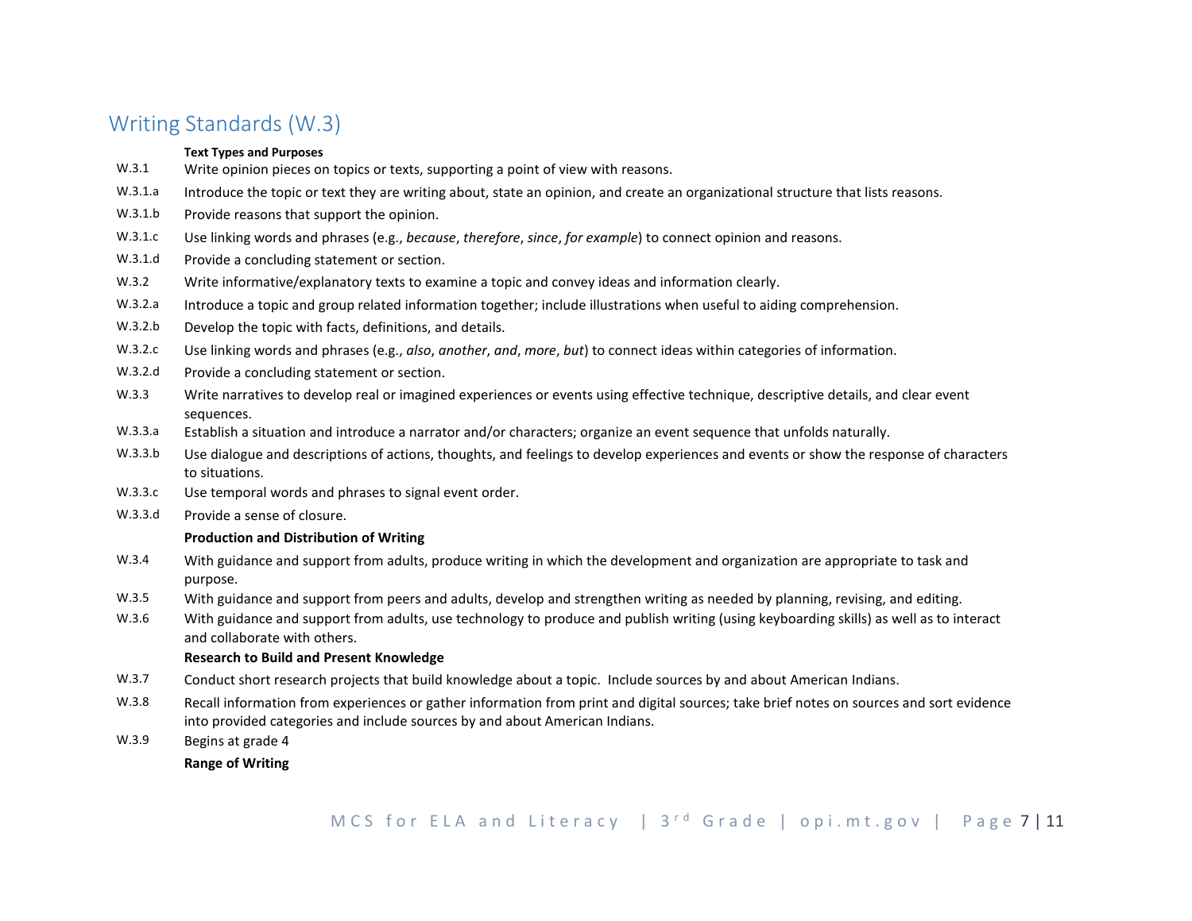## Writing Standards (W.3)

**Text Types and Purposes**

| | |
|---|---|
| W.3.1 | Write opinion pieces on topics or texts, supporting a point of view with reasons. |
| W.3.1.a | Introduce the topic or text they are writing about, state an opinion, and create an organizational structure that lists reasons. |
| W.3.1.b | Provide reasons that support the opinion. |
| W.3.1.c | Use linking words and phrases (e.g., *because*, *therefore*, *since*, *for example*) to connect opinion and reasons. |
| W.3.1.d | Provide a concluding statement or section. |
| W.3.2 | Write informative/explanatory texts to examine a topic and convey ideas and information clearly. |
| W.3.2.a | Introduce a topic and group related information together; include illustrations when useful to aiding comprehension. |
| W.3.2.b | Develop the topic with facts, definitions, and details. |
| W.3.2.c | Use linking words and phrases (e.g., *also*, *another*, *and*, *more*, *but*) to connect ideas within categories of information. |
| W.3.2.d | Provide a concluding statement or section. |
| W.3.3 | Write narratives to develop real or imagined experiences or events using effective technique, descriptive details, and clear event sequences. |
| W.3.3.a | Establish a situation and introduce a narrator and/or characters; organize an event sequence that unfolds naturally. |
| W.3.3.b | Use dialogue and descriptions of actions, thoughts, and feelings to develop experiences and events or show the response of characters to situations. |
| W.3.3.c | Use temporal words and phrases to signal event order. |
| W.3.3.d | Provide a sense of closure. |

**Production and Distribution of Writing**

| | |
|---|---|
| W.3.4 | With guidance and support from adults, produce writing in which the development and organization are appropriate to task and purpose. |
| W.3.5 | With guidance and support from peers and adults, develop and strengthen writing as needed by planning, revising, and editing. |
| W.3.6 | With guidance and support from adults, use technology to produce and publish writing (using keyboarding skills) as well as to interact and collaborate with others. |

**Research to Build and Present Knowledge**

| | |
|---|---|
| W.3.7 | Conduct short research projects that build knowledge about a topic. Include sources by and about American Indians. |
| W.3.8 | Recall information from experiences or gather information from print and digital sources; take brief notes on sources and sort evidence into provided categories and include sources by and about American Indians. |
| W.3.9 | Begins at grade 4 |

**Range of Writing**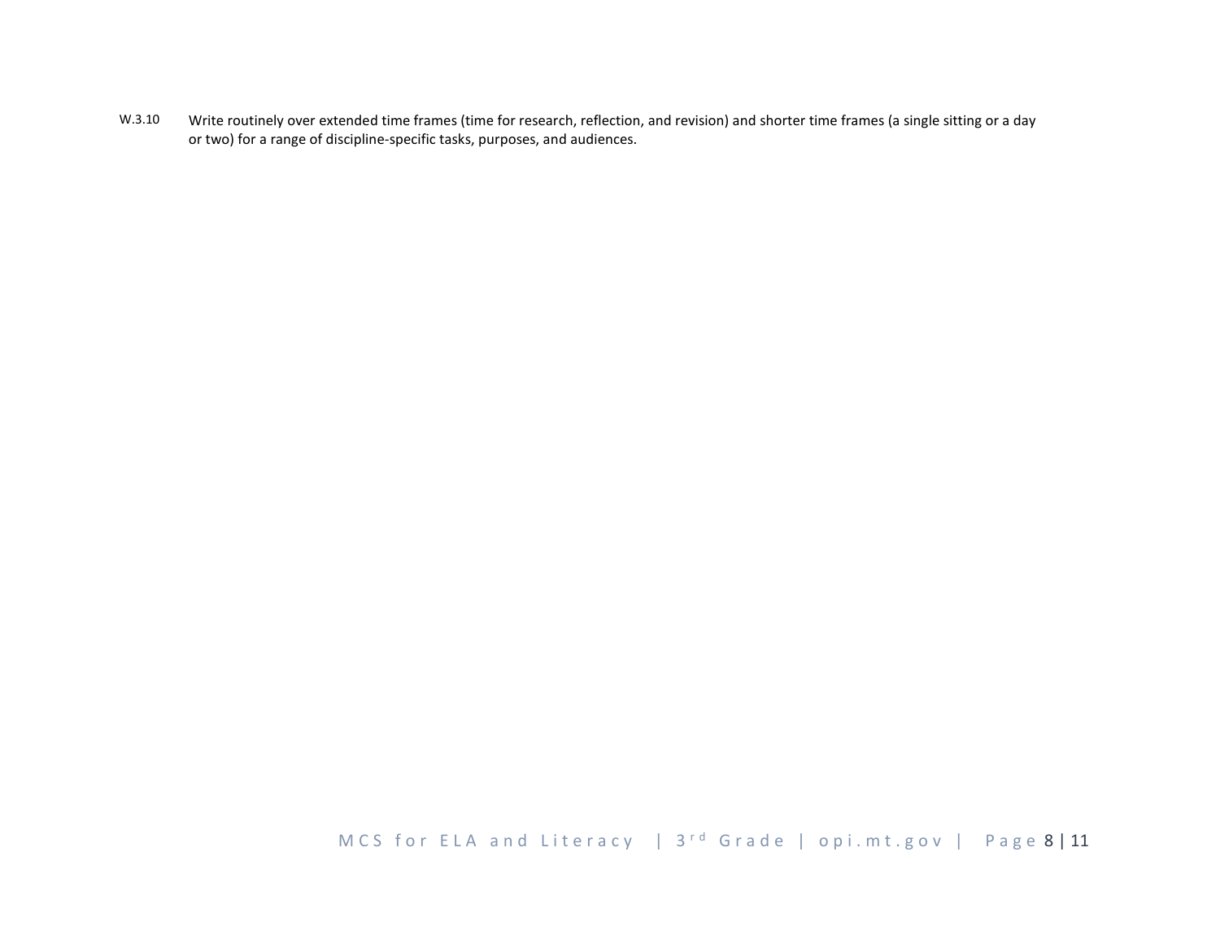| | |
|---|---|
| W.3.10 | Write routinely over extended time frames (time for research, reflection, and revision) and shorter time frames (a single sitting or a day or two) for a range of discipline-specific tasks, purposes, and audiences. |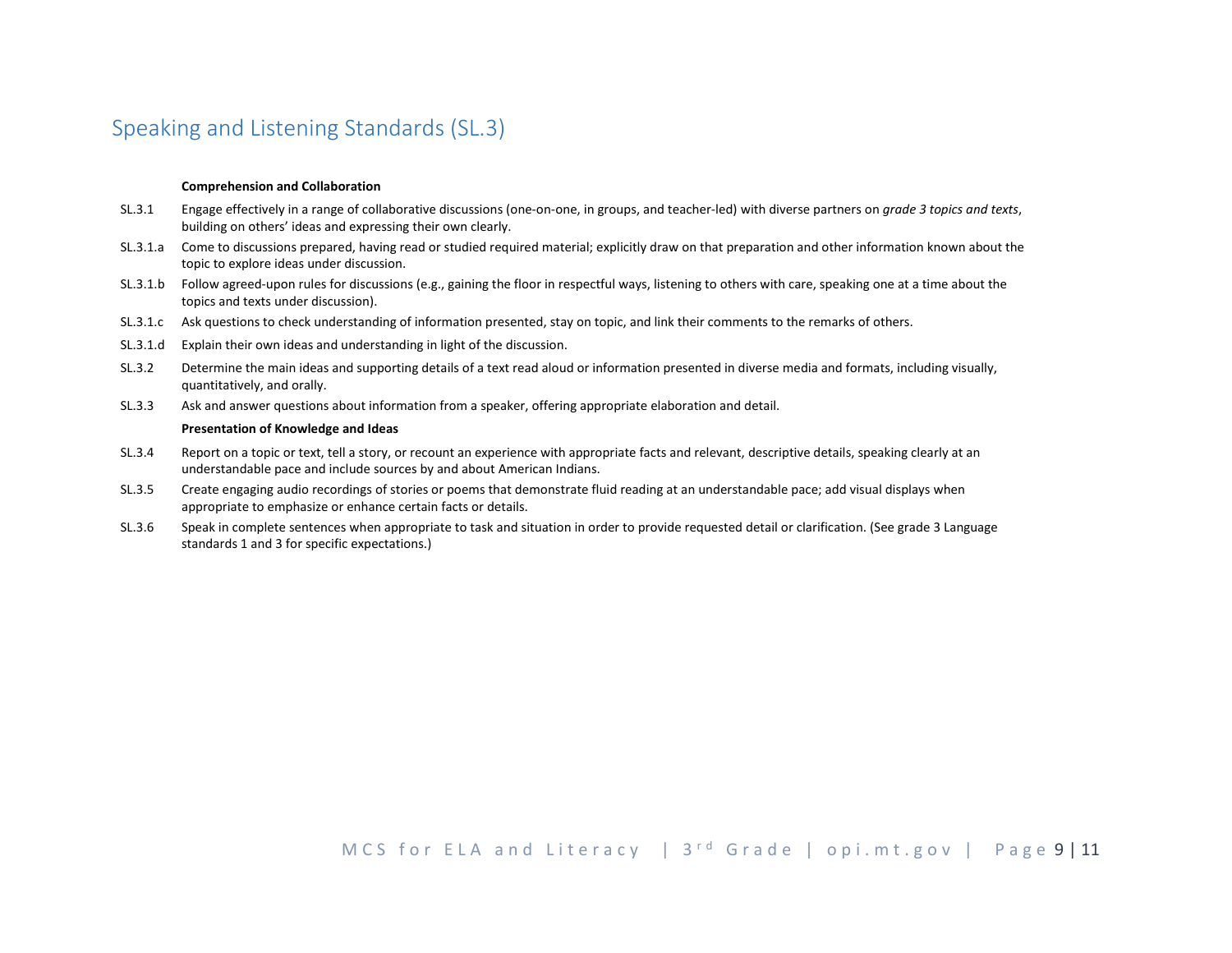## Speaking and Listening Standards (SL.3)

**Comprehension and Collaboration**

SL.3.1 Engage effectively in a range of collaborative discussions (one-on-one, in groups, and teacher-led) with diverse partners on *grade 3 topics and texts*, building on others' ideas and expressing their own clearly.

SL.3.1.a Come to discussions prepared, having read or studied required material; explicitly draw on that preparation and other information known about the topic to explore ideas under discussion.

SL.3.1.b Follow agreed-upon rules for discussions (e.g., gaining the floor in respectful ways, listening to others with care, speaking one at a time about the topics and texts under discussion).

SL.3.1.c Ask questions to check understanding of information presented, stay on topic, and link their comments to the remarks of others.

SL.3.1.d Explain their own ideas and understanding in light of the discussion.

SL.3.2 Determine the main ideas and supporting details of a text read aloud or information presented in diverse media and formats, including visually, quantitatively, and orally.

SL.3.3 Ask and answer questions about information from a speaker, offering appropriate elaboration and detail.

**Presentation of Knowledge and Ideas**

SL.3.4 Report on a topic or text, tell a story, or recount an experience with appropriate facts and relevant, descriptive details, speaking clearly at an understandable pace and include sources by and about American Indians.

SL.3.5 Create engaging audio recordings of stories or poems that demonstrate fluid reading at an understandable pace; add visual displays when appropriate to emphasize or enhance certain facts or details.

SL.3.6 Speak in complete sentences when appropriate to task and situation in order to provide requested detail or clarification. (See grade 3 Language standards 1 and 3 for specific expectations.)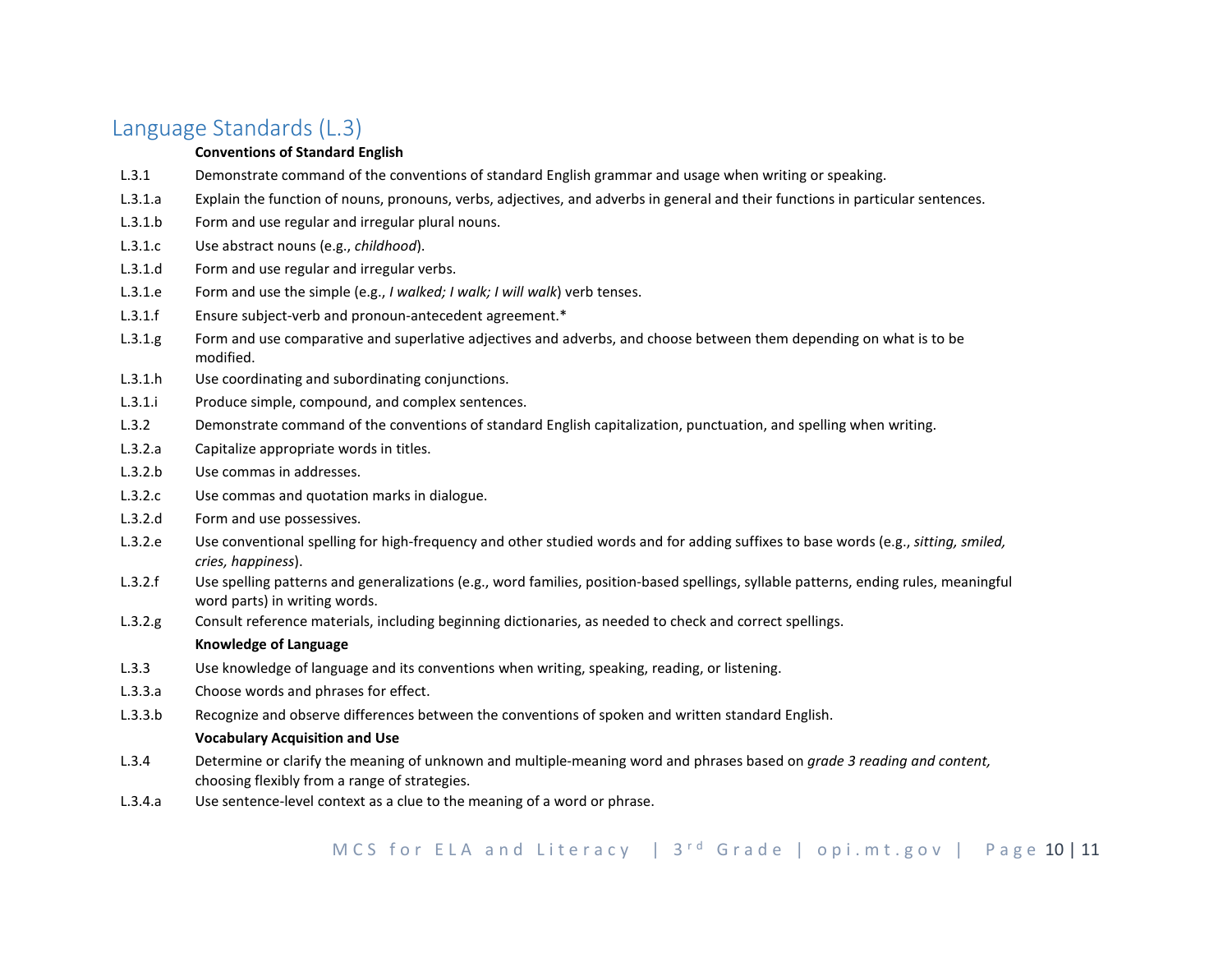## Language Standards (L.3)

| | |
|---|---|
| | **Conventions of Standard English** |
| L.3.1 | Demonstrate command of the conventions of standard English grammar and usage when writing or speaking. |
| L.3.1.a | Explain the function of nouns, pronouns, verbs, adjectives, and adverbs in general and their functions in particular sentences. |
| L.3.1.b | Form and use regular and irregular plural nouns. |
| L.3.1.c | Use abstract nouns (e.g., *childhood*). |
| L.3.1.d | Form and use regular and irregular verbs. |
| L.3.1.e | Form and use the simple (e.g., *I walked; I walk; I will walk*) verb tenses. |
| L.3.1.f | Ensure subject-verb and pronoun-antecedent agreement.* |
| L.3.1.g | Form and use comparative and superlative adjectives and adverbs, and choose between them depending on what is to be modified. |
| L.3.1.h | Use coordinating and subordinating conjunctions. |
| L.3.1.i | Produce simple, compound, and complex sentences. |
| L.3.2 | Demonstrate command of the conventions of standard English capitalization, punctuation, and spelling when writing. |
| L.3.2.a | Capitalize appropriate words in titles. |
| L.3.2.b | Use commas in addresses. |
| L.3.2.c | Use commas and quotation marks in dialogue. |
| L.3.2.d | Form and use possessives. |
| L.3.2.e | Use conventional spelling for high-frequency and other studied words and for adding suffixes to base words (e.g., *sitting, smiled, cries, happiness*). |
| L.3.2.f | Use spelling patterns and generalizations (e.g., word families, position-based spellings, syllable patterns, ending rules, meaningful word parts) in writing words. |
| L.3.2.g | Consult reference materials, including beginning dictionaries, as needed to check and correct spellings. |
| | **Knowledge of Language** |
| L.3.3 | Use knowledge of language and its conventions when writing, speaking, reading, or listening. |
| L.3.3.a | Choose words and phrases for effect. |
| L.3.3.b | Recognize and observe differences between the conventions of spoken and written standard English. |
| | **Vocabulary Acquisition and Use** |
| L.3.4 | Determine or clarify the meaning of unknown and multiple-meaning word and phrases based on *grade 3 reading and content,* choosing flexibly from a range of strategies. |
| L.3.4.a | Use sentence-level context as a clue to the meaning of a word or phrase. |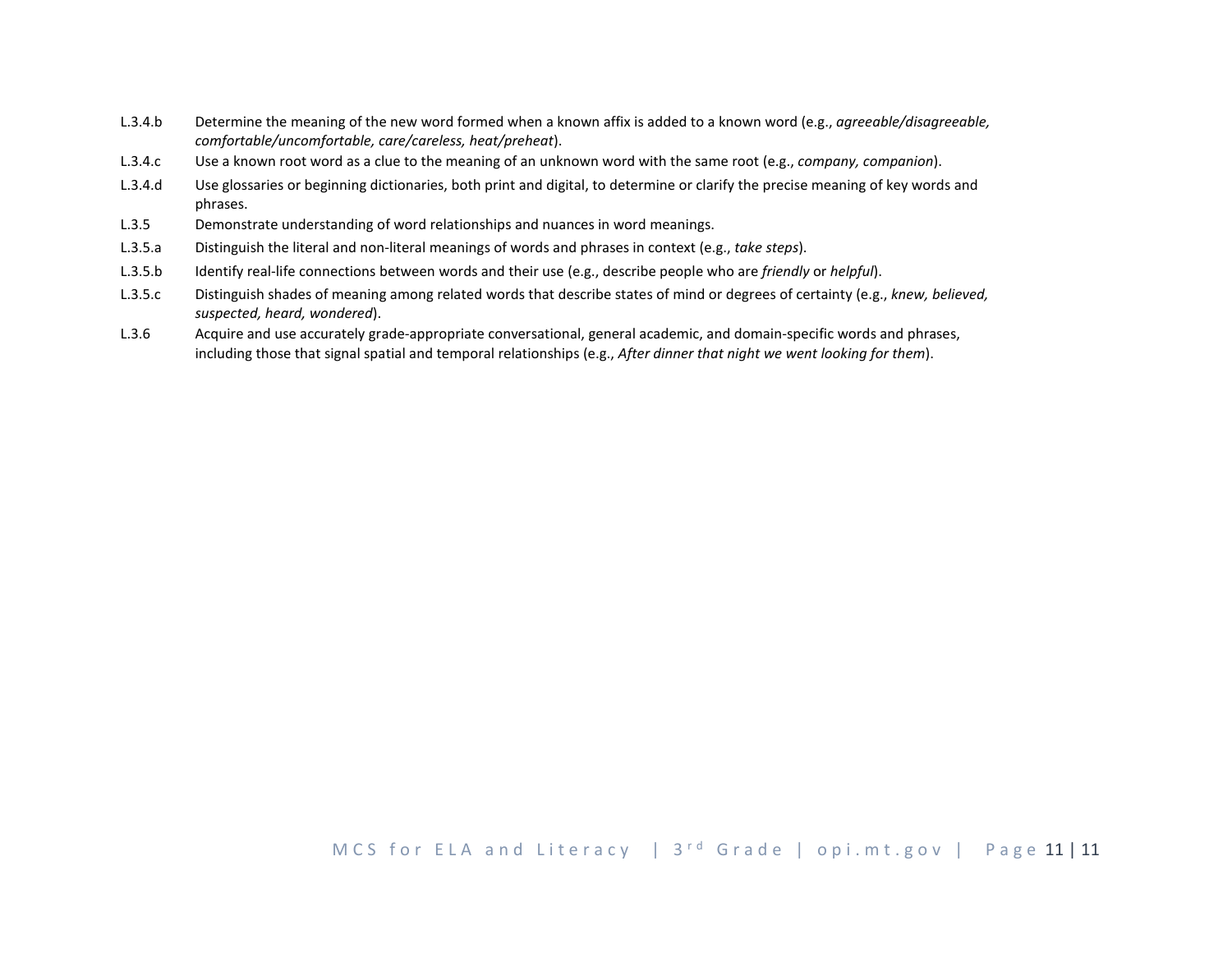| | |
|---|---|
| L.3.4.b | Determine the meaning of the new word formed when a known affix is added to a known word (e.g., *agreeable/disagreeable, comfortable/uncomfortable, care/careless, heat/preheat*). |
| L.3.4.c | Use a known root word as a clue to the meaning of an unknown word with the same root (e.g., *company, companion*). |
| L.3.4.d | Use glossaries or beginning dictionaries, both print and digital, to determine or clarify the precise meaning of key words and phrases. |
| L.3.5 | Demonstrate understanding of word relationships and nuances in word meanings. |
| L.3.5.a | Distinguish the literal and non-literal meanings of words and phrases in context (e.g., *take steps*). |
| L.3.5.b | Identify real-life connections between words and their use (e.g., describe people who are *friendly* or *helpful*). |
| L.3.5.c | Distinguish shades of meaning among related words that describe states of mind or degrees of certainty (e.g., *knew, believed, suspected, heard, wondered*). |
| L.3.6 | Acquire and use accurately grade-appropriate conversational, general academic, and domain-specific words and phrases, including those that signal spatial and temporal relationships (e.g., *After dinner that night we went looking for them*). |